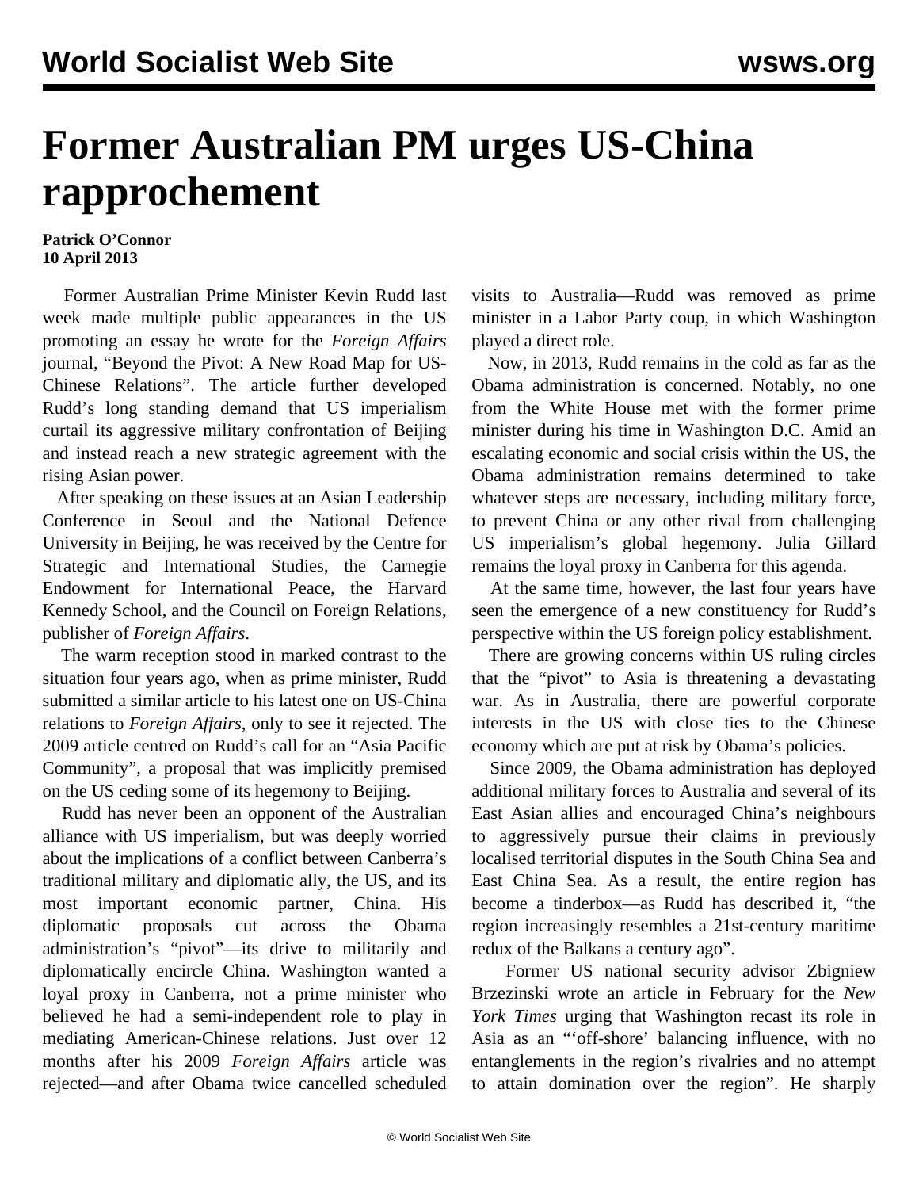# Former Australian PM urges US-China rapprochement

**Patrick O'Connor**
**10 April 2013**

Former Australian Prime Minister Kevin Rudd last week made multiple public appearances in the US promoting an essay he wrote for the *Foreign Affairs* journal, "Beyond the Pivot: A New Road Map for US-Chinese Relations". The article further developed Rudd's long standing demand that US imperialism curtail its aggressive military confrontation of Beijing and instead reach a new strategic agreement with the rising Asian power.

After speaking on these issues at an Asian Leadership Conference in Seoul and the National Defence University in Beijing, he was received by the Centre for Strategic and International Studies, the Carnegie Endowment for International Peace, the Harvard Kennedy School, and the Council on Foreign Relations, publisher of *Foreign Affairs*.

The warm reception stood in marked contrast to the situation four years ago, when as prime minister, Rudd submitted a similar article to his latest one on US-China relations to *Foreign Affairs*, only to see it rejected. The 2009 article centred on Rudd's call for an "Asia Pacific Community", a proposal that was implicitly premised on the US ceding some of its hegemony to Beijing.

Rudd has never been an opponent of the Australian alliance with US imperialism, but was deeply worried about the implications of a conflict between Canberra's traditional military and diplomatic ally, the US, and its most important economic partner, China. His diplomatic proposals cut across the Obama administration's "pivot"—its drive to militarily and diplomatically encircle China. Washington wanted a loyal proxy in Canberra, not a prime minister who believed he had a semi-independent role to play in mediating American-Chinese relations. Just over 12 months after his 2009 *Foreign Affairs* article was rejected—and after Obama twice cancelled scheduled visits to Australia—Rudd was removed as prime minister in a Labor Party coup, in which Washington played a direct role.

Now, in 2013, Rudd remains in the cold as far as the Obama administration is concerned. Notably, no one from the White House met with the former prime minister during his time in Washington D.C. Amid an escalating economic and social crisis within the US, the Obama administration remains determined to take whatever steps are necessary, including military force, to prevent China or any other rival from challenging US imperialism's global hegemony. Julia Gillard remains the loyal proxy in Canberra for this agenda.

At the same time, however, the last four years have seen the emergence of a new constituency for Rudd's perspective within the US foreign policy establishment.

There are growing concerns within US ruling circles that the "pivot" to Asia is threatening a devastating war. As in Australia, there are powerful corporate interests in the US with close ties to the Chinese economy which are put at risk by Obama's policies.

Since 2009, the Obama administration has deployed additional military forces to Australia and several of its East Asian allies and encouraged China's neighbours to aggressively pursue their claims in previously localised territorial disputes in the South China Sea and East China Sea. As a result, the entire region has become a tinderbox—as Rudd has described it, "the region increasingly resembles a 21st-century maritime redux of the Balkans a century ago".

Former US national security advisor Zbigniew Brzezinski wrote an article in February for the *New York Times* urging that Washington recast its role in Asia as an "'off-shore' balancing influence, with no entanglements in the region's rivalries and no attempt to attain domination over the region". He sharply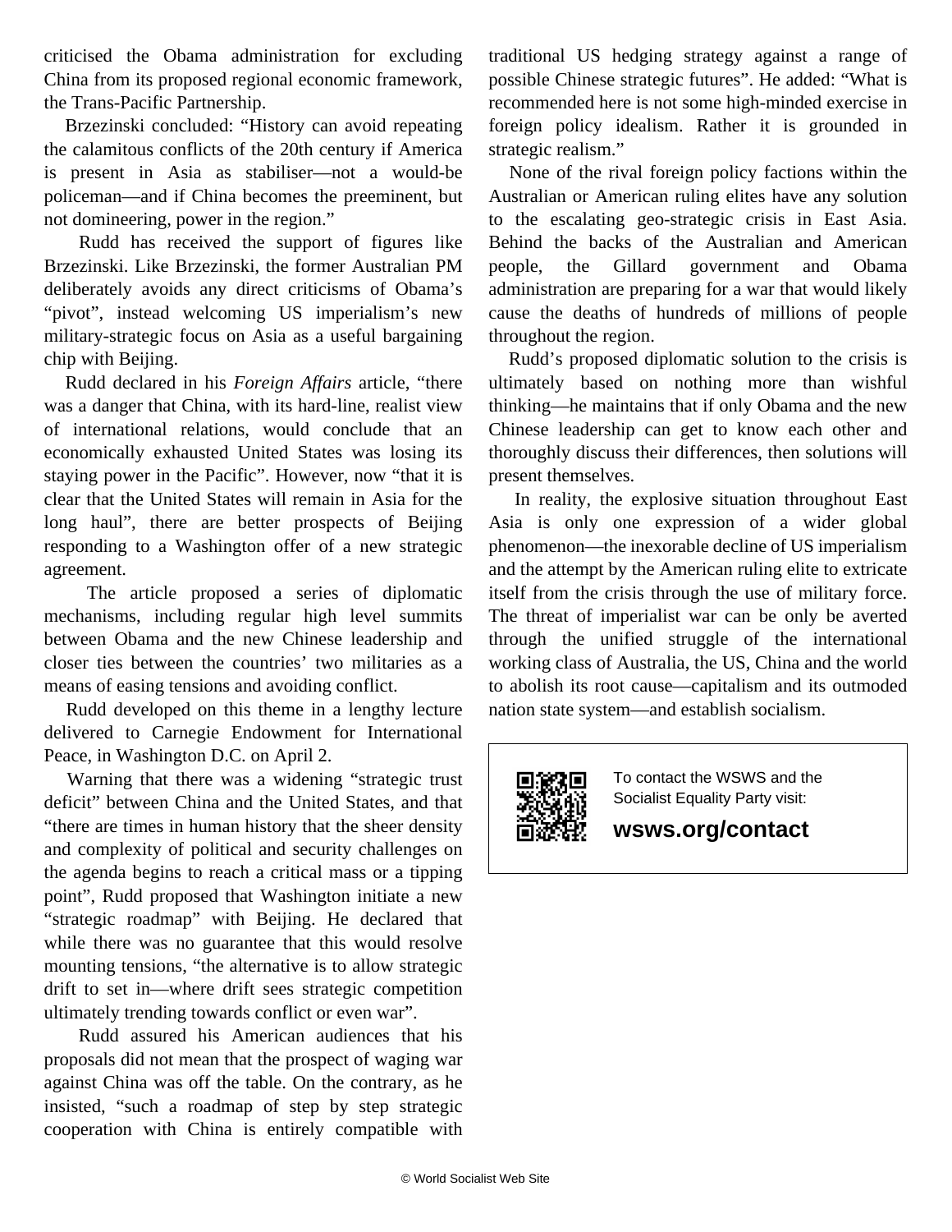criticised the Obama administration for excluding China from its proposed regional economic framework, the Trans-Pacific Partnership.

Brzezinski concluded: "History can avoid repeating the calamitous conflicts of the 20th century if America is present in Asia as stabiliser—not a would-be policeman—and if China becomes the preeminent, but not domineering, power in the region."

Rudd has received the support of figures like Brzezinski. Like Brzezinski, the former Australian PM deliberately avoids any direct criticisms of Obama's "pivot", instead welcoming US imperialism's new military-strategic focus on Asia as a useful bargaining chip with Beijing.

Rudd declared in his *Foreign Affairs* article, "there was a danger that China, with its hard-line, realist view of international relations, would conclude that an economically exhausted United States was losing its staying power in the Pacific". However, now "that it is clear that the United States will remain in Asia for the long haul", there are better prospects of Beijing responding to a Washington offer of a new strategic agreement.

The article proposed a series of diplomatic mechanisms, including regular high level summits between Obama and the new Chinese leadership and closer ties between the countries' two militaries as a means of easing tensions and avoiding conflict.

Rudd developed on this theme in a lengthy lecture delivered to Carnegie Endowment for International Peace, in Washington D.C. on April 2.

Warning that there was a widening "strategic trust deficit" between China and the United States, and that "there are times in human history that the sheer density and complexity of political and security challenges on the agenda begins to reach a critical mass or a tipping point", Rudd proposed that Washington initiate a new "strategic roadmap" with Beijing. He declared that while there was no guarantee that this would resolve mounting tensions, "the alternative is to allow strategic drift to set in—where drift sees strategic competition ultimately trending towards conflict or even war".

Rudd assured his American audiences that his proposals did not mean that the prospect of waging war against China was off the table. On the contrary, as he insisted, "such a roadmap of step by step strategic cooperation with China is entirely compatible with traditional US hedging strategy against a range of possible Chinese strategic futures". He added: "What is recommended here is not some high-minded exercise in foreign policy idealism. Rather it is grounded in strategic realism."

None of the rival foreign policy factions within the Australian or American ruling elites have any solution to the escalating geo-strategic crisis in East Asia. Behind the backs of the Australian and American people, the Gillard government and Obama administration are preparing for a war that would likely cause the deaths of hundreds of millions of people throughout the region.

Rudd's proposed diplomatic solution to the crisis is ultimately based on nothing more than wishful thinking—he maintains that if only Obama and the new Chinese leadership can get to know each other and thoroughly discuss their differences, then solutions will present themselves.

In reality, the explosive situation throughout East Asia is only one expression of a wider global phenomenon—the inexorable decline of US imperialism and the attempt by the American ruling elite to extricate itself from the crisis through the use of military force. The threat of imperialist war can be only be averted through the unified struggle of the international working class of Australia, the US, China and the world to abolish its root cause—capitalism and its outmoded nation state system—and establish socialism.

To contact the WSWS and the Socialist Equality Party visit:

**wsws.org/contact**